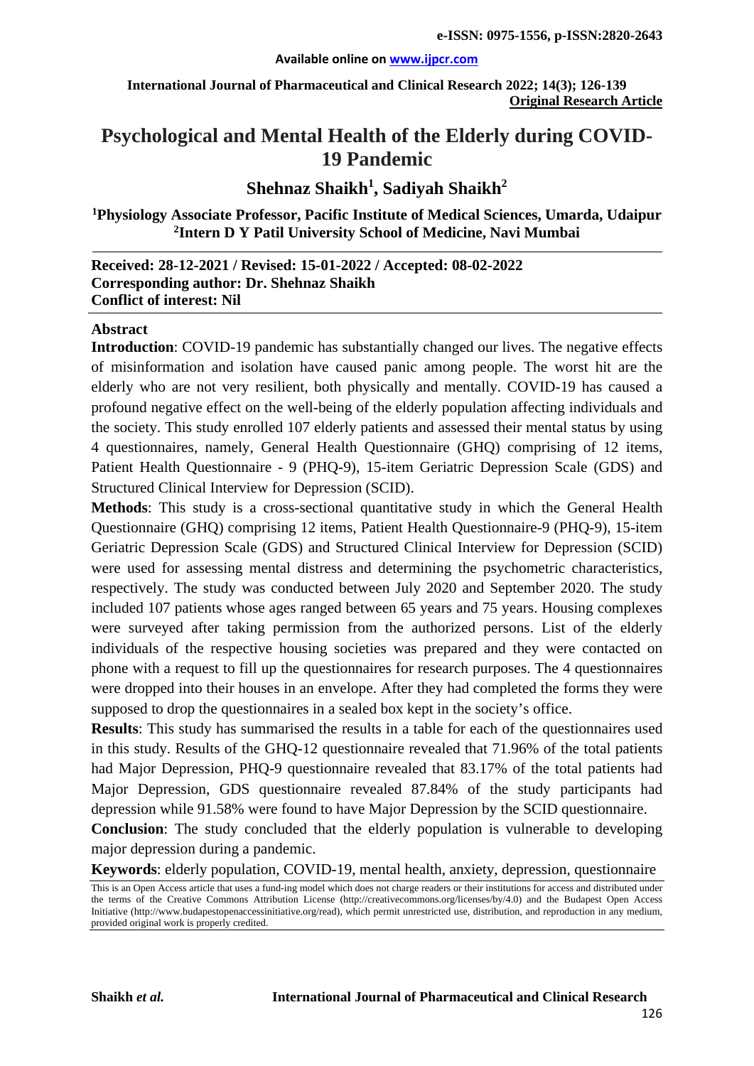**Original Research Article**

# Psychological and Mental Health of the Elderly during COVID-19 Pandemic

**Shehnaz Shaikh[1], Sadiyah Shaikh[2]**

**[1]Physiology Associate Professor, Pacific Institute of Medical Sciences, Umarda, Udaipur**
**[2]Intern D Y Patil University School of Medicine, Navi Mumbai**

**Received: 28-12-2021 / Revised: 15-01-2022 / Accepted: 08-02-2022**
**Corresponding author: Dr. Shehnaz Shaikh**
**Conflict of interest: Nil**

## Abstract

**Introduction**: COVID-19 pandemic has substantially changed our lives. The negative effects of misinformation and isolation have caused panic among people. The worst hit are the elderly who are not very resilient, both physically and mentally. COVID-19 has caused a profound negative effect on the well-being of the elderly population affecting individuals and the society. This study enrolled 107 elderly patients and assessed their mental status by using 4 questionnaires, namely, General Health Questionnaire (GHQ) comprising of 12 items, Patient Health Questionnaire - 9 (PHQ-9), 15-item Geriatric Depression Scale (GDS) and Structured Clinical Interview for Depression (SCID).

**Methods**: This study is a cross-sectional quantitative study in which the General Health Questionnaire (GHQ) comprising 12 items, Patient Health Questionnaire-9 (PHQ-9), 15-item Geriatric Depression Scale (GDS) and Structured Clinical Interview for Depression (SCID) were used for assessing mental distress and determining the psychometric characteristics, respectively. The study was conducted between July 2020 and September 2020. The study included 107 patients whose ages ranged between 65 years and 75 years. Housing complexes were surveyed after taking permission from the authorized persons. List of the elderly individuals of the respective housing societies was prepared and they were contacted on phone with a request to fill up the questionnaires for research purposes. The 4 questionnaires were dropped into their houses in an envelope. After they had completed the forms they were supposed to drop the questionnaires in a sealed box kept in the society's office.

**Results**: This study has summarised the results in a table for each of the questionnaires used in this study. Results of the GHQ-12 questionnaire revealed that 71.96% of the total patients had Major Depression, PHQ-9 questionnaire revealed that 83.17% of the total patients had Major Depression, GDS questionnaire revealed 87.84% of the study participants had depression while 91.58% were found to have Major Depression by the SCID questionnaire.

**Conclusion**: The study concluded that the elderly population is vulnerable to developing major depression during a pandemic.

**Keywords**: elderly population, COVID-19, mental health, anxiety, depression, questionnaire

This is an Open Access article that uses a fund-ing model which does not charge readers or their institutions for access and distributed under the terms of the Creative Commons Attribution License (http://creativecommons.org/licenses/by/4.0) and the Budapest Open Access Initiative (http://www.budapestopenaccessinitiative.org/read), which permit unrestricted use, distribution, and reproduction in any medium, provided original work is properly credited.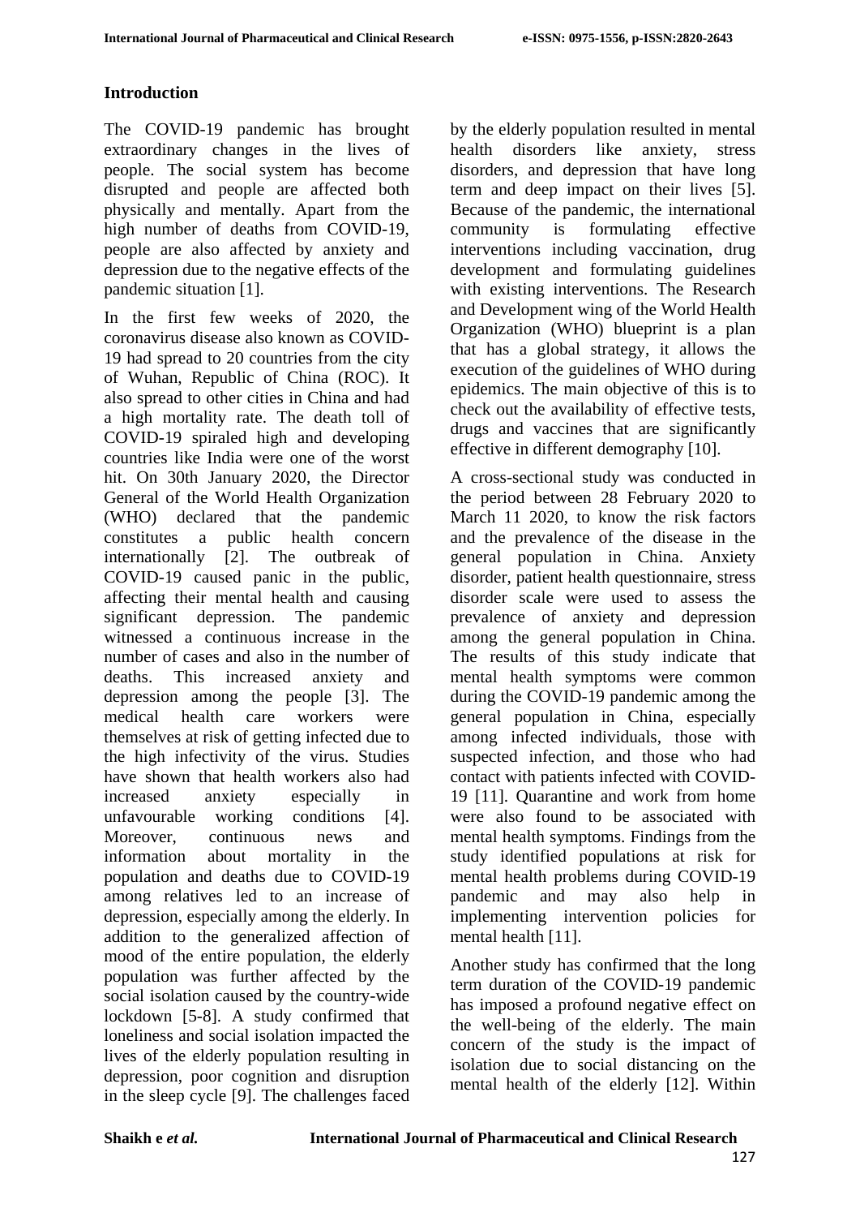## Introduction

The COVID-19 pandemic has brought extraordinary changes in the lives of people. The social system has become disrupted and people are affected both physically and mentally. Apart from the high number of deaths from COVID-19, people are also affected by anxiety and depression due to the negative effects of the pandemic situation [1].

In the first few weeks of 2020, the coronavirus disease also known as COVID-19 had spread to 20 countries from the city of Wuhan, Republic of China (ROC). It also spread to other cities in China and had a high mortality rate. The death toll of COVID-19 spiraled high and developing countries like India were one of the worst hit. On 30th January 2020, the Director General of the World Health Organization (WHO) declared that the pandemic constitutes a public health concern internationally [2]. The outbreak of COVID-19 caused panic in the public, affecting their mental health and causing significant depression. The pandemic witnessed a continuous increase in the number of cases and also in the number of deaths. This increased anxiety and depression among the people [3]. The medical health care workers were themselves at risk of getting infected due to the high infectivity of the virus. Studies have shown that health workers also had increased anxiety especially in unfavourable working conditions [4]. Moreover, continuous news and information about mortality in the population and deaths due to COVID-19 among relatives led to an increase of depression, especially among the elderly. In addition to the generalized affection of mood of the entire population, the elderly population was further affected by the social isolation caused by the country-wide lockdown [5-8]. A study confirmed that loneliness and social isolation impacted the lives of the elderly population resulting in depression, poor cognition and disruption in the sleep cycle [9]. The challenges faced by the elderly population resulted in mental health disorders like anxiety, stress disorders, and depression that have long term and deep impact on their lives [5]. Because of the pandemic, the international community is formulating effective interventions including vaccination, drug development and formulating guidelines with existing interventions. The Research and Development wing of the World Health Organization (WHO) blueprint is a plan that has a global strategy, it allows the execution of the guidelines of WHO during epidemics. The main objective of this is to check out the availability of effective tests, drugs and vaccines that are significantly effective in different demography [10].

A cross-sectional study was conducted in the period between 28 February 2020 to March 11 2020, to know the risk factors and the prevalence of the disease in the general population in China. Anxiety disorder, patient health questionnaire, stress disorder scale were used to assess the prevalence of anxiety and depression among the general population in China. The results of this study indicate that mental health symptoms were common during the COVID-19 pandemic among the general population in China, especially among infected individuals, those with suspected infection, and those who had contact with patients infected with COVID-19 [11]. Quarantine and work from home were also found to be associated with mental health symptoms. Findings from the study identified populations at risk for mental health problems during COVID-19 pandemic and may also help in implementing intervention policies for mental health [11].

Another study has confirmed that the long term duration of the COVID-19 pandemic has imposed a profound negative effect on the well-being of the elderly. The main concern of the study is the impact of isolation due to social distancing on the mental health of the elderly [12]. Within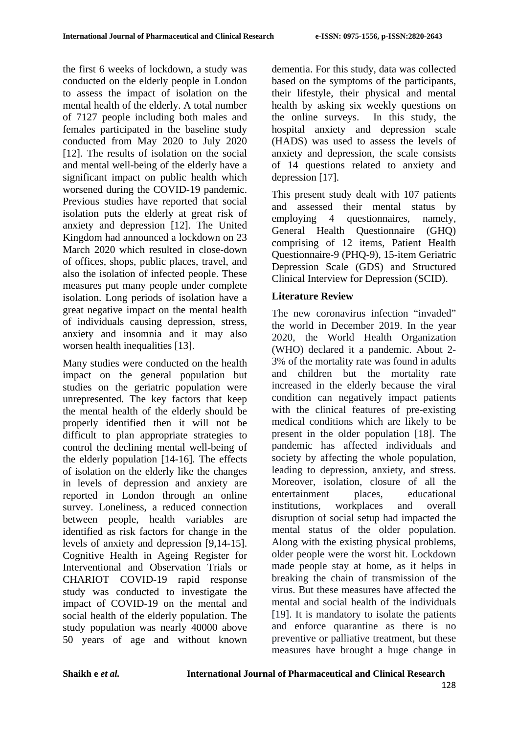the first 6 weeks of lockdown, a study was conducted on the elderly people in London to assess the impact of isolation on the mental health of the elderly. A total number of 7127 people including both males and females participated in the baseline study conducted from May 2020 to July 2020 [12]. The results of isolation on the social and mental well-being of the elderly have a significant impact on public health which worsened during the COVID-19 pandemic. Previous studies have reported that social isolation puts the elderly at great risk of anxiety and depression [12]. The United Kingdom had announced a lockdown on 23 March 2020 which resulted in close-down of offices, shops, public places, travel, and also the isolation of infected people. These measures put many people under complete isolation. Long periods of isolation have a great negative impact on the mental health of individuals causing depression, stress, anxiety and insomnia and it may also worsen health inequalities [13].

Many studies were conducted on the health impact on the general population but studies on the geriatric population were unrepresented. The key factors that keep the mental health of the elderly should be properly identified then it will not be difficult to plan appropriate strategies to control the declining mental well-being of the elderly population [14-16]. The effects of isolation on the elderly like the changes in levels of depression and anxiety are reported in London through an online survey. Loneliness, a reduced connection between people, health variables are identified as risk factors for change in the levels of anxiety and depression [9,14-15]. Cognitive Health in Ageing Register for Interventional and Observation Trials or CHARIOT COVID-19 rapid response study was conducted to investigate the impact of COVID-19 on the mental and social health of the elderly population. The study population was nearly 40000 above 50 years of age and without known dementia. For this study, data was collected based on the symptoms of the participants, their lifestyle, their physical and mental health by asking six weekly questions on the online surveys. In this study, the hospital anxiety and depression scale (HADS) was used to assess the levels of anxiety and depression, the scale consists of 14 questions related to anxiety and depression [17].

This present study dealt with 107 patients and assessed their mental status by employing 4 questionnaires, namely, General Health Questionnaire (GHQ) comprising of 12 items, Patient Health Questionnaire-9 (PHQ-9), 15-item Geriatric Depression Scale (GDS) and Structured Clinical Interview for Depression (SCID).

## Literature Review

The new coronavirus infection "invaded" the world in December 2019. In the year 2020, the World Health Organization (WHO) declared it a pandemic. About 2-3% of the mortality rate was found in adults and children but the mortality rate increased in the elderly because the viral condition can negatively impact patients with the clinical features of pre-existing medical conditions which are likely to be present in the older population [18]. The pandemic has affected individuals and society by affecting the whole population, leading to depression, anxiety, and stress. Moreover, isolation, closure of all the entertainment places, educational institutions, workplaces and overall disruption of social setup had impacted the mental status of the older population. Along with the existing physical problems, older people were the worst hit. Lockdown made people stay at home, as it helps in breaking the chain of transmission of the virus. But these measures have affected the mental and social health of the individuals [19]. It is mandatory to isolate the patients and enforce quarantine as there is no preventive or palliative treatment, but these measures have brought a huge change in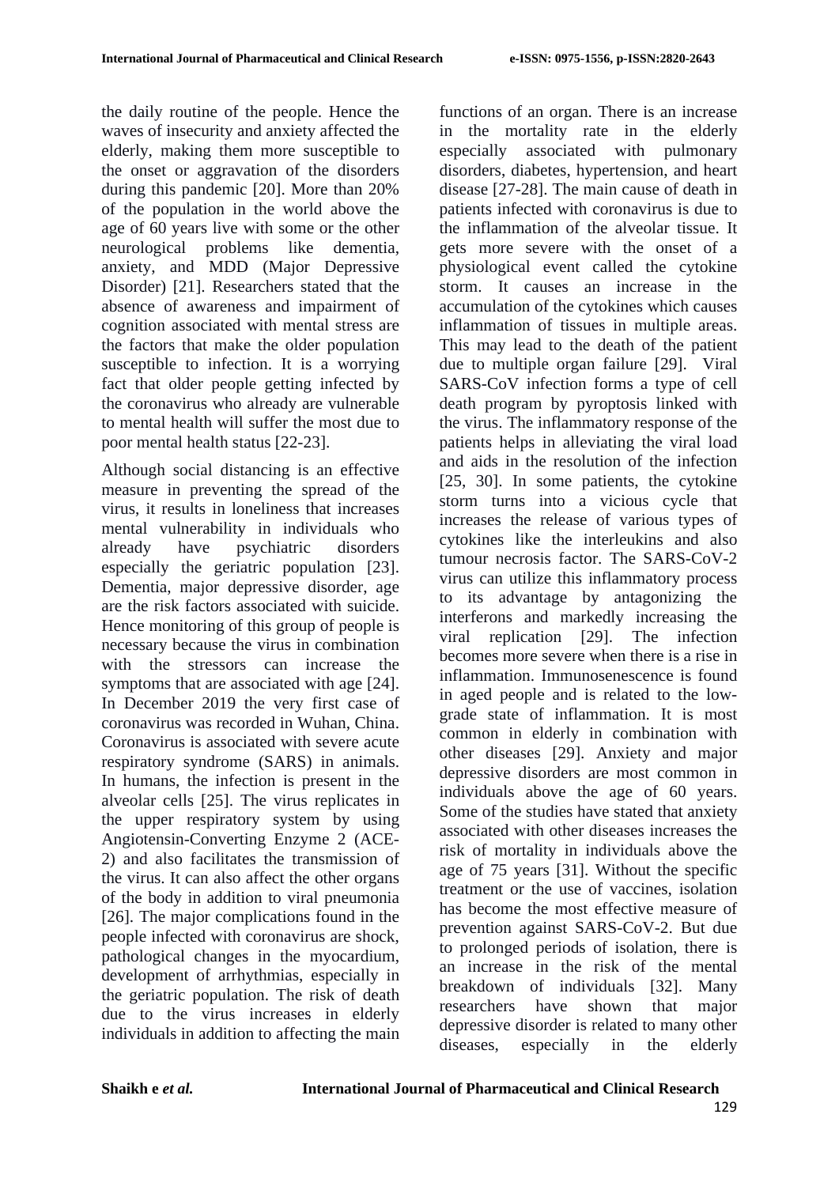the daily routine of the people. Hence the waves of insecurity and anxiety affected the elderly, making them more susceptible to the onset or aggravation of the disorders during this pandemic [20]. More than 20% of the population in the world above the age of 60 years live with some or the other neurological problems like dementia, anxiety, and MDD (Major Depressive Disorder) [21]. Researchers stated that the absence of awareness and impairment of cognition associated with mental stress are the factors that make the older population susceptible to infection. It is a worrying fact that older people getting infected by the coronavirus who already are vulnerable to mental health will suffer the most due to poor mental health status [22-23].

Although social distancing is an effective measure in preventing the spread of the virus, it results in loneliness that increases mental vulnerability in individuals who already have psychiatric disorders especially the geriatric population [23]. Dementia, major depressive disorder, age are the risk factors associated with suicide. Hence monitoring of this group of people is necessary because the virus in combination with the stressors can increase the symptoms that are associated with age [24]. In December 2019 the very first case of coronavirus was recorded in Wuhan, China. Coronavirus is associated with severe acute respiratory syndrome (SARS) in animals. In humans, the infection is present in the alveolar cells [25]. The virus replicates in the upper respiratory system by using Angiotensin-Converting Enzyme 2 (ACE-2) and also facilitates the transmission of the virus. It can also affect the other organs of the body in addition to viral pneumonia [26]. The major complications found in the people infected with coronavirus are shock, pathological changes in the myocardium, development of arrhythmias, especially in the geriatric population. The risk of death due to the virus increases in elderly individuals in addition to affecting the main functions of an organ. There is an increase in the mortality rate in the elderly especially associated with pulmonary disorders, diabetes, hypertension, and heart disease [27-28]. The main cause of death in patients infected with coronavirus is due to the inflammation of the alveolar tissue. It gets more severe with the onset of a physiological event called the cytokine storm. It causes an increase in the accumulation of the cytokines which causes inflammation of tissues in multiple areas. This may lead to the death of the patient due to multiple organ failure [29]. Viral SARS-CoV infection forms a type of cell death program by pyroptosis linked with the virus. The inflammatory response of the patients helps in alleviating the viral load and aids in the resolution of the infection [25, 30]. In some patients, the cytokine storm turns into a vicious cycle that increases the release of various types of cytokines like the interleukins and also tumour necrosis factor. The SARS-CoV-2 virus can utilize this inflammatory process to its advantage by antagonizing the interferons and markedly increasing the viral replication [29]. The infection becomes more severe when there is a rise in inflammation. Immunosenescence is found in aged people and is related to the low-grade state of inflammation. It is most common in elderly in combination with other diseases [29]. Anxiety and major depressive disorders are most common in individuals above the age of 60 years. Some of the studies have stated that anxiety associated with other diseases increases the risk of mortality in individuals above the age of 75 years [31]. Without the specific treatment or the use of vaccines, isolation has become the most effective measure of prevention against SARS-CoV-2. But due to prolonged periods of isolation, there is an increase in the risk of the mental breakdown of individuals [32]. Many researchers have shown that major depressive disorder is related to many other diseases, especially in the elderly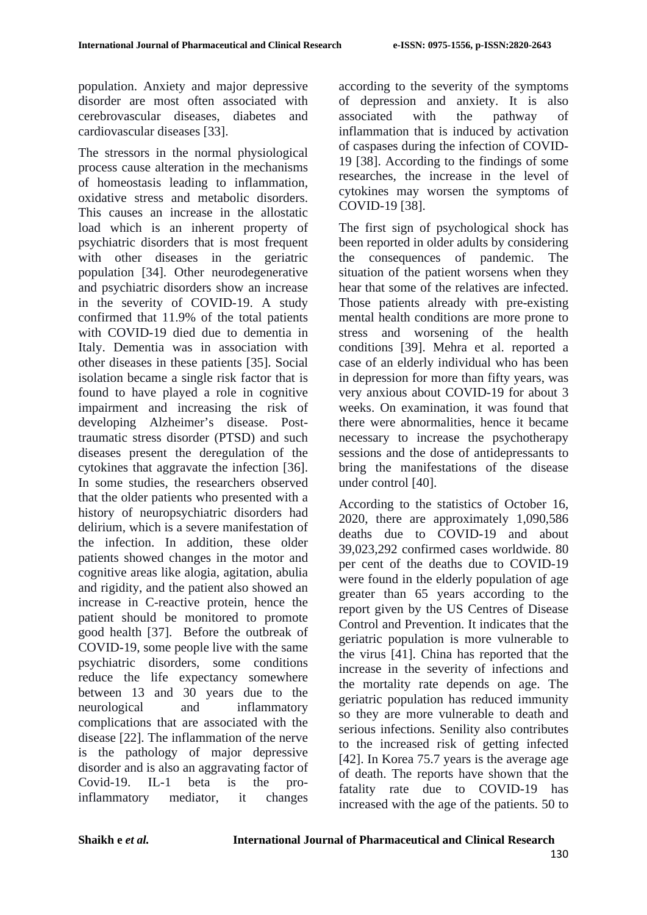population. Anxiety and major depressive disorder are most often associated with cerebrovascular diseases, diabetes and cardiovascular diseases [33].

The stressors in the normal physiological process cause alteration in the mechanisms of homeostasis leading to inflammation, oxidative stress and metabolic disorders. This causes an increase in the allostatic load which is an inherent property of psychiatric disorders that is most frequent with other diseases in the geriatric population [34]. Other neurodegenerative and psychiatric disorders show an increase in the severity of COVID-19. A study confirmed that 11.9% of the total patients with COVID-19 died due to dementia in Italy. Dementia was in association with other diseases in these patients [35]. Social isolation became a single risk factor that is found to have played a role in cognitive impairment and increasing the risk of developing Alzheimer's disease. Post-traumatic stress disorder (PTSD) and such diseases present the deregulation of the cytokines that aggravate the infection [36]. In some studies, the researchers observed that the older patients who presented with a history of neuropsychiatric disorders had delirium, which is a severe manifestation of the infection. In addition, these older patients showed changes in the motor and cognitive areas like alogia, agitation, abulia and rigidity, and the patient also showed an increase in C-reactive protein, hence the patient should be monitored to promote good health [37]. Before the outbreak of COVID-19, some people live with the same psychiatric disorders, some conditions reduce the life expectancy somewhere between 13 and 30 years due to the neurological and inflammatory complications that are associated with the disease [22]. The inflammation of the nerve is the pathology of major depressive disorder and is also an aggravating factor of Covid-19. IL-1 beta is the pro-inflammatory mediator, it changes according to the severity of the symptoms of depression and anxiety. It is also associated with the pathway of inflammation that is induced by activation of caspases during the infection of COVID-19 [38]. According to the findings of some researches, the increase in the level of cytokines may worsen the symptoms of COVID-19 [38].

The first sign of psychological shock has been reported in older adults by considering the consequences of pandemic. The situation of the patient worsens when they hear that some of the relatives are infected. Those patients already with pre-existing mental health conditions are more prone to stress and worsening of the health conditions [39]. Mehra et al. reported a case of an elderly individual who has been in depression for more than fifty years, was very anxious about COVID-19 for about 3 weeks. On examination, it was found that there were abnormalities, hence it became necessary to increase the psychotherapy sessions and the dose of antidepressants to bring the manifestations of the disease under control [40].

According to the statistics of October 16, 2020, there are approximately 1,090,586 deaths due to COVID-19 and about 39,023,292 confirmed cases worldwide. 80 per cent of the deaths due to COVID-19 were found in the elderly population of age greater than 65 years according to the report given by the US Centres of Disease Control and Prevention. It indicates that the geriatric population is more vulnerable to the virus [41]. China has reported that the increase in the severity of infections and the mortality rate depends on age. The geriatric population has reduced immunity so they are more vulnerable to death and serious infections. Senility also contributes to the increased risk of getting infected [42]. In Korea 75.7 years is the average age of death. The reports have shown that the fatality rate due to COVID-19 has increased with the age of the patients. 50 to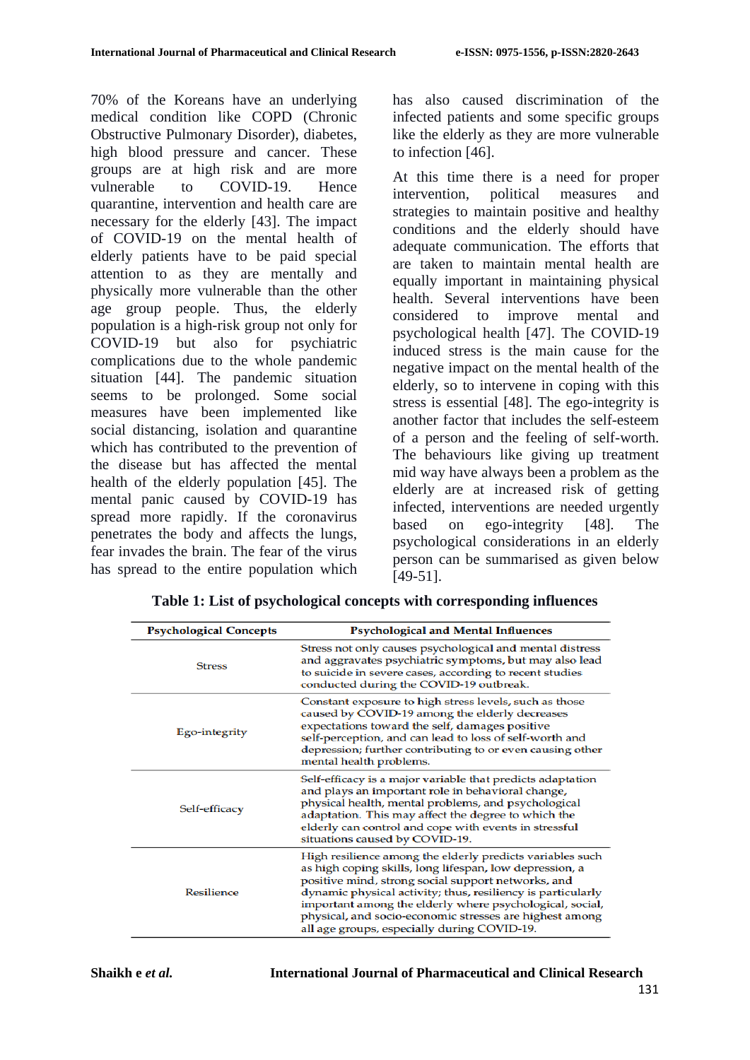70% of the Koreans have an underlying medical condition like COPD (Chronic Obstructive Pulmonary Disorder), diabetes, high blood pressure and cancer. These groups are at high risk and are more vulnerable to COVID-19. Hence quarantine, intervention and health care are necessary for the elderly [43]. The impact of COVID-19 on the mental health of elderly patients have to be paid special attention to as they are mentally and physically more vulnerable than the other age group people. Thus, the elderly population is a high-risk group not only for COVID-19 but also for psychiatric complications due to the whole pandemic situation [44]. The pandemic situation seems to be prolonged. Some social measures have been implemented like social distancing, isolation and quarantine which has contributed to the prevention of the disease but has affected the mental health of the elderly population [45]. The mental panic caused by COVID-19 has spread more rapidly. If the coronavirus penetrates the body and affects the lungs, fear invades the brain. The fear of the virus has spread to the entire population which has also caused discrimination of the infected patients and some specific groups like the elderly as they are more vulnerable to infection [46].

At this time there is a need for proper intervention, political measures and strategies to maintain positive and healthy conditions and the elderly should have adequate communication. The efforts that are taken to maintain mental health are equally important in maintaining physical health. Several interventions have been considered to improve mental and psychological health [47]. The COVID-19 induced stress is the main cause for the negative impact on the mental health of the elderly, so to intervene in coping with this stress is essential [48]. The ego-integrity is another factor that includes the self-esteem of a person and the feeling of self-worth. The behaviours like giving up treatment mid way have always been a problem as the elderly are at increased risk of getting infected, interventions are needed urgently based on ego-integrity [48]. The psychological considerations in an elderly person can be summarised as given below [49-51].

**Table 1: List of psychological concepts with corresponding influences**

| Psychological Concepts | Psychological and Mental Influences |
|---|---|
| Stress | Stress not only causes psychological and mental distress and aggravates psychiatric symptoms, but may also lead to suicide in severe cases, according to recent studies conducted during the COVID-19 outbreak. |
| Ego-integrity | Constant exposure to high stress levels, such as those caused by COVID-19 among the elderly decreases expectations toward the self, damages positive self-perception, and can lead to loss of self-worth and depression; further contributing to or even causing other mental health problems. |
| Self-efficacy | Self-efficacy is a major variable that predicts adaptation and plays an important role in behavioral change, physical health, mental problems, and psychological adaptation. This may affect the degree to which the elderly can control and cope with events in stressful situations caused by COVID-19. |
| Resilience | High resilience among the elderly predicts variables such as high coping skills, long lifespan, low depression, a positive mind, strong social support networks, and dynamic physical activity; thus, resiliency is particularly important among the elderly where psychological, social, physical, and socio-economic stresses are highest among all age groups, especially during COVID-19. |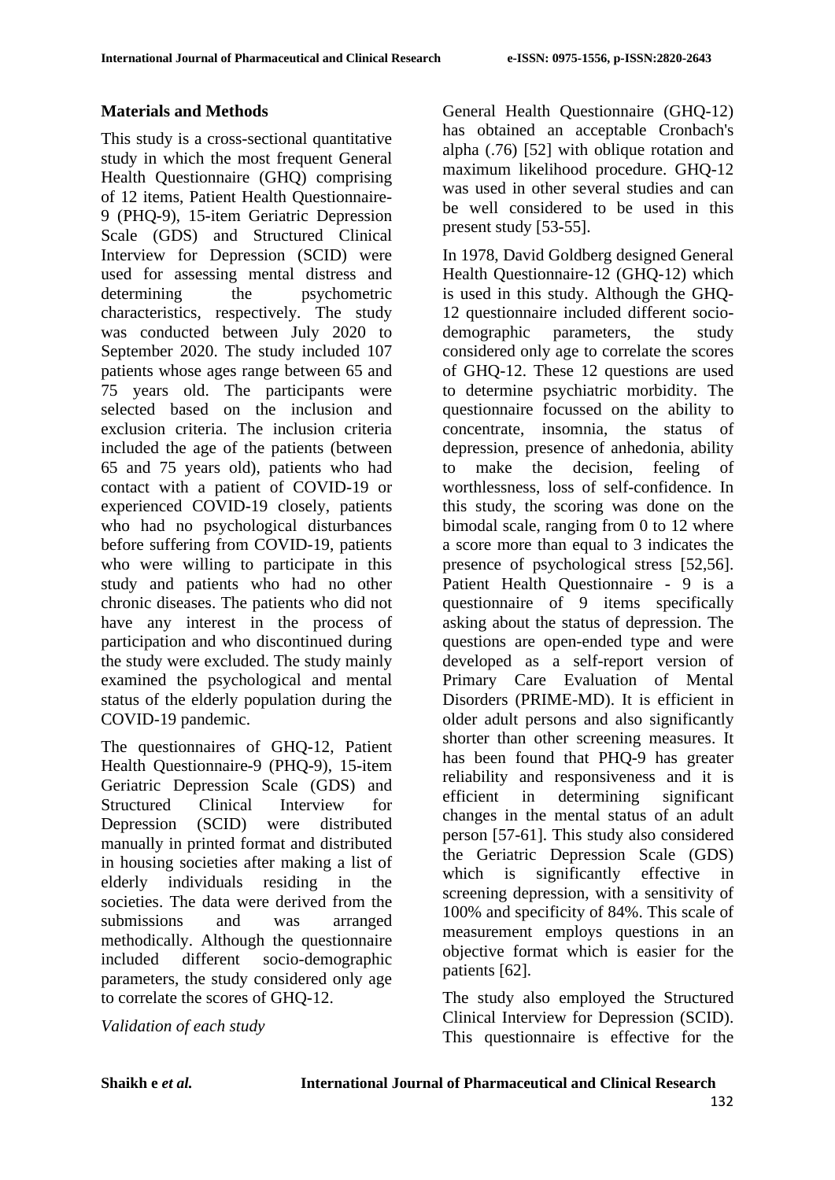## Materials and Methods

This study is a cross-sectional quantitative study in which the most frequent General Health Questionnaire (GHQ) comprising of 12 items, Patient Health Questionnaire-9 (PHQ-9), 15-item Geriatric Depression Scale (GDS) and Structured Clinical Interview for Depression (SCID) were used for assessing mental distress and determining the psychometric characteristics, respectively. The study was conducted between July 2020 to September 2020. The study included 107 patients whose ages range between 65 and 75 years old. The participants were selected based on the inclusion and exclusion criteria. The inclusion criteria included the age of the patients (between 65 and 75 years old), patients who had contact with a patient of COVID-19 or experienced COVID-19 closely, patients who had no psychological disturbances before suffering from COVID-19, patients who were willing to participate in this study and patients who had no other chronic diseases. The patients who did not have any interest in the process of participation and who discontinued during the study were excluded. The study mainly examined the psychological and mental status of the elderly population during the COVID-19 pandemic.

The questionnaires of GHQ-12, Patient Health Questionnaire-9 (PHQ-9), 15-item Geriatric Depression Scale (GDS) and Structured Clinical Interview for Depression (SCID) were distributed manually in printed format and distributed in housing societies after making a list of elderly individuals residing in the societies. The data were derived from the submissions and was arranged methodically. Although the questionnaire included different socio-demographic parameters, the study considered only age to correlate the scores of GHQ-12.

*Validation of each study*

General Health Questionnaire (GHQ-12) has obtained an acceptable Cronbach's alpha (.76) [52] with oblique rotation and maximum likelihood procedure. GHQ-12 was used in other several studies and can be well considered to be used in this present study [53-55].

In 1978, David Goldberg designed General Health Questionnaire-12 (GHQ-12) which is used in this study. Although the GHQ-12 questionnaire included different socio-demographic parameters, the study considered only age to correlate the scores of GHQ-12. These 12 questions are used to determine psychiatric morbidity. The questionnaire focussed on the ability to concentrate, insomnia, the status of depression, presence of anhedonia, ability to make the decision, feeling of worthlessness, loss of self-confidence. In this study, the scoring was done on the bimodal scale, ranging from 0 to 12 where a score more than equal to 3 indicates the presence of psychological stress [52,56]. Patient Health Questionnaire - 9 is a questionnaire of 9 items specifically asking about the status of depression. The questions are open-ended type and were developed as a self-report version of Primary Care Evaluation of Mental Disorders (PRIME-MD). It is efficient in older adult persons and also significantly shorter than other screening measures. It has been found that PHQ-9 has greater reliability and responsiveness and it is efficient in determining significant changes in the mental status of an adult person [57-61]. This study also considered the Geriatric Depression Scale (GDS) which is significantly effective in screening depression, with a sensitivity of 100% and specificity of 84%. This scale of measurement employs questions in an objective format which is easier for the patients [62].

The study also employed the Structured Clinical Interview for Depression (SCID). This questionnaire is effective for the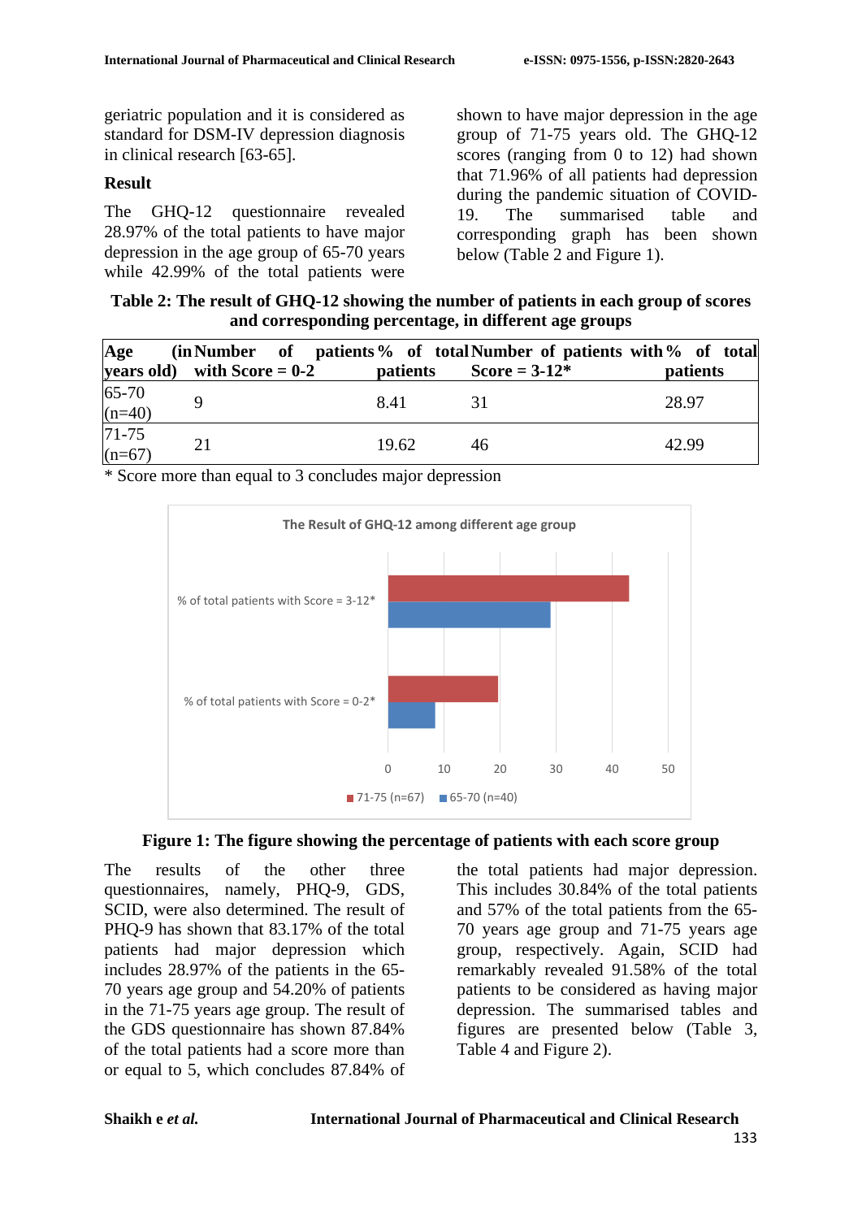geriatric population and it is considered as standard for DSM-IV depression diagnosis in clinical research [63-65].

## Result

The GHQ-12 questionnaire revealed 28.97% of the total patients to have major depression in the age group of 65-70 years while 42.99% of the total patients were shown to have major depression in the age group of 71-75 years old. The GHQ-12 scores (ranging from 0 to 12) had shown that 71.96% of all patients had depression during the pandemic situation of COVID-19. The summarised table and corresponding graph has been shown below (Table 2 and Figure 1).

**Table 2: The result of GHQ-12 showing the number of patients in each group of scores and corresponding percentage, in different age groups**

| Age (in years old) | Number of patients with Score = 0-2 | % of total patients | Number of patients with Score = 3-12* | % of total patients |
|---|---|---|---|---|
| 65-70 (n=40) | 9 | 8.41 | 31 | 28.97 |
| 71-75 (n=67) | 21 | 19.62 | 46 | 42.99 |

* Score more than equal to 3 concludes major depression

**Figure 1: The figure showing the percentage of patients with each score group**

The results of the other three questionnaires, namely, PHQ-9, GDS, SCID, were also determined. The result of PHQ-9 has shown that 83.17% of the total patients had major depression which includes 28.97% of the patients in the 65-70 years age group and 54.20% of patients in the 71-75 years age group. The result of the GDS questionnaire has shown 87.84% of the total patients had a score more than or equal to 5, which concludes 87.84% of the total patients had major depression. This includes 30.84% of the total patients and 57% of the total patients from the 65-70 years age group and 71-75 years age group, respectively. Again, SCID had remarkably revealed 91.58% of the total patients to be considered as having major depression. The summarised tables and figures are presented below (Table 3, Table 4 and Figure 2).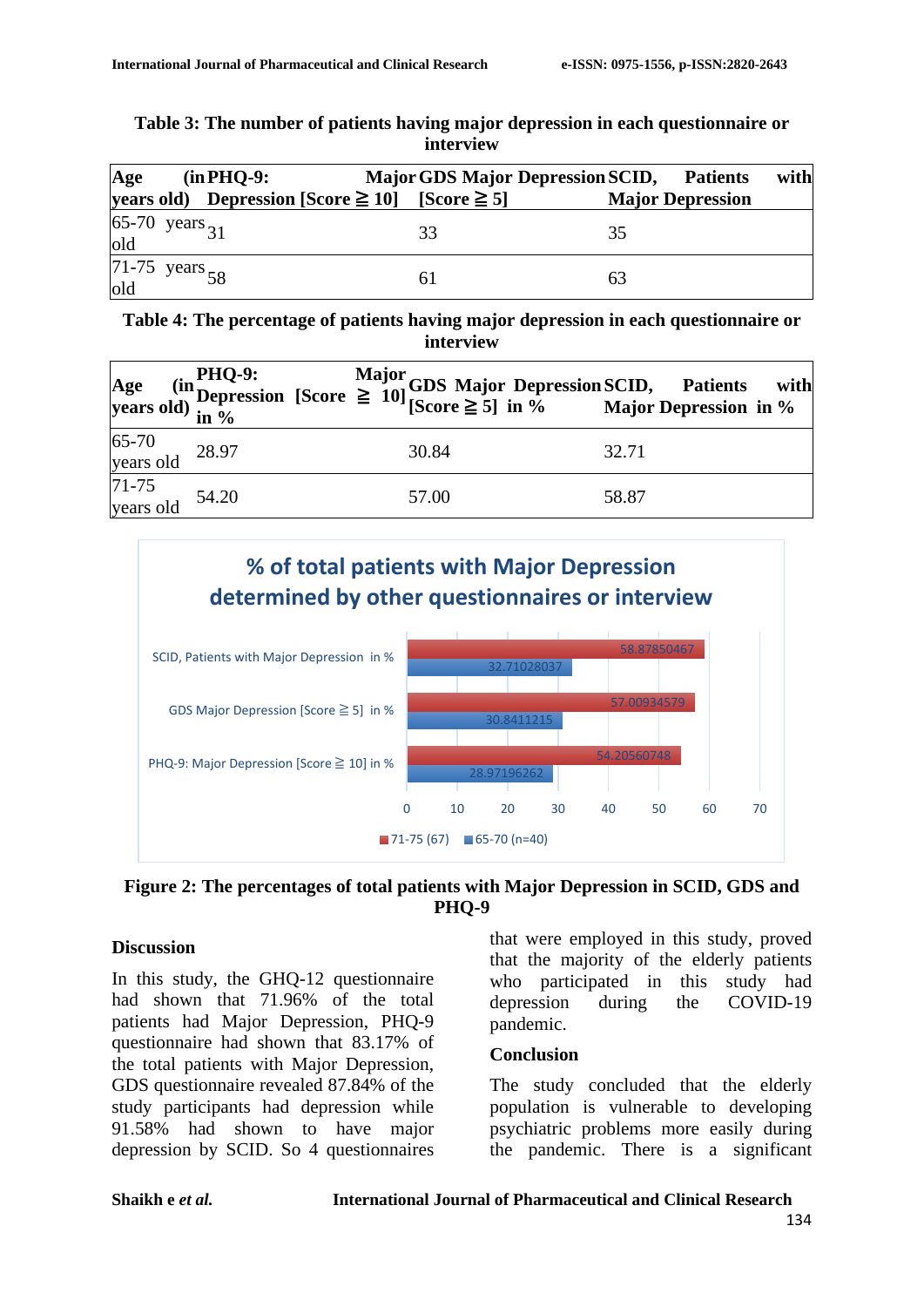**Table 3: The number of patients having major depression in each questionnaire or interview**

| Age (in years old) | PHQ-9: Major Depression [Score ≧ 10] | GDS Major Depression [Score ≧ 5] | SCID, Patients with Major Depression |
|---|---|---|---|
| 65-70 years old | 31 | 33 | 35 |
| 71-75 years old | 58 | 61 | 63 |

**Table 4: The percentage of patients having major depression in each questionnaire or interview**

| Age (in years old) | PHQ-9: Major Depression [Score ≧ 10] in % | GDS Major Depression [Score ≧ 5] in % | SCID, Patients with Major Depression in % |
|---|---|---|---|
| 65-70 years old | 28.97 | 30.84 | 32.71 |
| 71-75 years old | 54.20 | 57.00 | 58.87 |

**Figure 2: The percentages of total patients with Major Depression in SCID, GDS and PHQ-9**

## Discussion

In this study, the GHQ-12 questionnaire had shown that 71.96% of the total patients had Major Depression, PHQ-9 questionnaire had shown that 83.17% of the total patients with Major Depression, GDS questionnaire revealed 87.84% of the study participants had depression while 91.58% had shown to have major depression by SCID. So 4 questionnaires that were employed in this study, proved that the majority of the elderly patients who participated in this study had depression during the COVID-19 pandemic.

## Conclusion

The study concluded that the elderly population is vulnerable to developing psychiatric problems more easily during the pandemic. There is a significant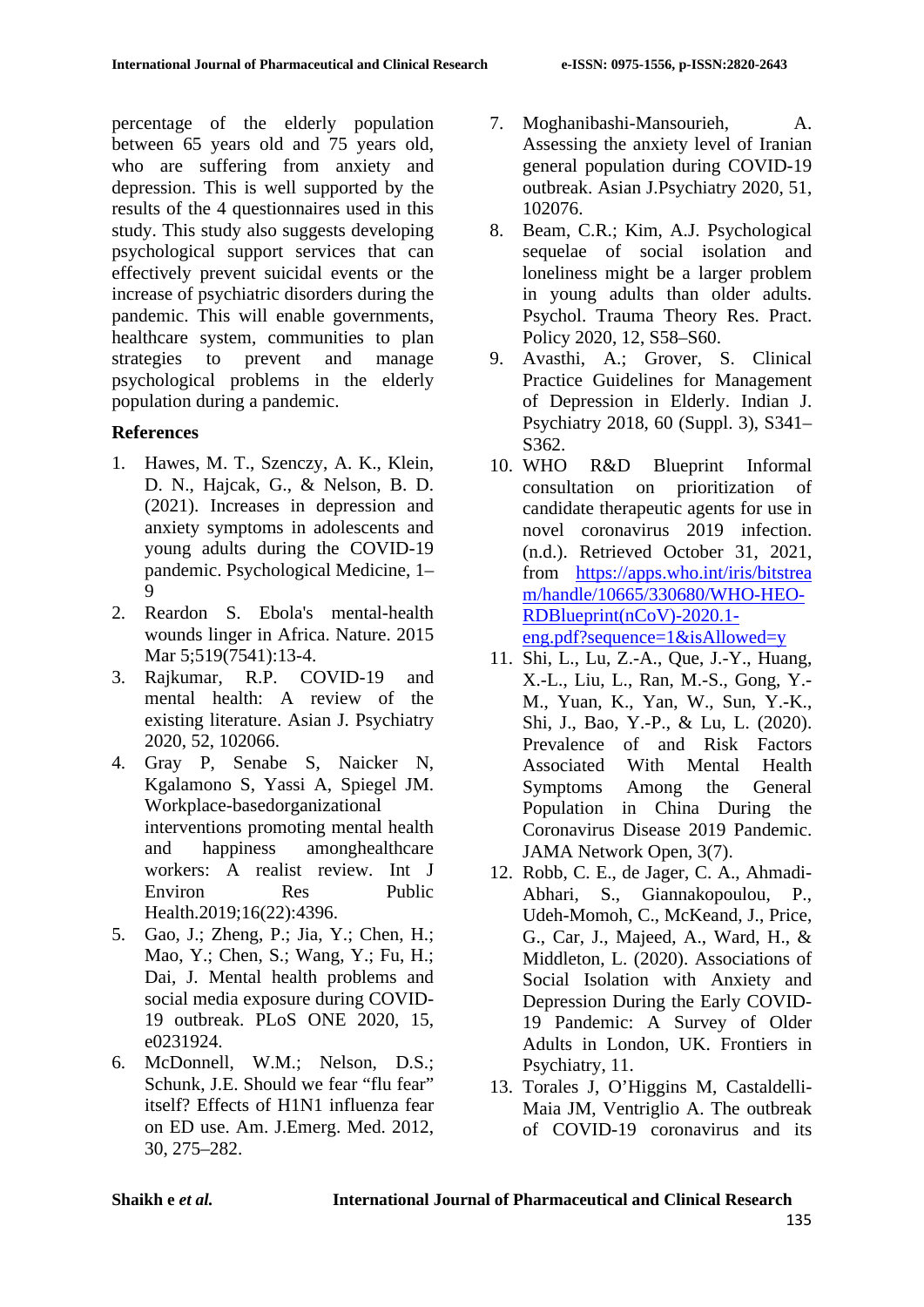percentage of the elderly population between 65 years old and 75 years old, who are suffering from anxiety and depression. This is well supported by the results of the 4 questionnaires used in this study. This study also suggests developing psychological support services that can effectively prevent suicidal events or the increase of psychiatric disorders during the pandemic. This will enable governments, healthcare system, communities to plan strategies to prevent and manage psychological problems in the elderly population during a pandemic.

## References

1. Hawes, M. T., Szenczy, A. K., Klein, D. N., Hajcak, G., & Nelson, B. D. (2021). Increases in depression and anxiety symptoms in adolescents and young adults during the COVID-19 pandemic. Psychological Medicine, 1–9
2. Reardon S. Ebola's mental-health wounds linger in Africa. Nature. 2015 Mar 5;519(7541):13-4.
3. Rajkumar, R.P. COVID-19 and mental health: A review of the existing literature. Asian J. Psychiatry 2020, 52, 102066.
4. Gray P, Senabe S, Naicker N, Kgalamono S, Yassi A, Spiegel JM. Workplace-basedorganizational interventions promoting mental health and happiness amonghealthcare workers: A realist review. Int J Environ Res Public Health.2019;16(22):4396.
5. Gao, J.; Zheng, P.; Jia, Y.; Chen, H.; Mao, Y.; Chen, S.; Wang, Y.; Fu, H.; Dai, J. Mental health problems and social media exposure during COVID-19 outbreak. PLoS ONE 2020, 15, e0231924.
6. McDonnell, W.M.; Nelson, D.S.; Schunk, J.E. Should we fear "flu fear" itself? Effects of H1N1 influenza fear on ED use. Am. J.Emerg. Med. 2012, 30, 275–282.
7. Moghanibashi-Mansourieh, A. Assessing the anxiety level of Iranian general population during COVID-19 outbreak. Asian J.Psychiatry 2020, 51, 102076.
8. Beam, C.R.; Kim, A.J. Psychological sequelae of social isolation and loneliness might be a larger problem in young adults than older adults. Psychol. Trauma Theory Res. Pract. Policy 2020, 12, S58–S60.
9. Avasthi, A.; Grover, S. Clinical Practice Guidelines for Management of Depression in Elderly. Indian J. Psychiatry 2018, 60 (Suppl. 3), S341–S362.
10. WHO R&D Blueprint Informal consultation on prioritization of candidate therapeutic agents for use in novel coronavirus 2019 infection. (n.d.). Retrieved October 31, 2021, from https://apps.who.int/iris/bitstream/handle/10665/330680/WHO-HEO-RDBlueprint(nCoV)-2020.1-eng.pdf?sequence=1&isAllowed=y
11. Shi, L., Lu, Z.-A., Que, J.-Y., Huang, X.-L., Liu, L., Ran, M.-S., Gong, Y.-M., Yuan, K., Yan, W., Sun, Y.-K., Shi, J., Bao, Y.-P., & Lu, L. (2020). Prevalence of and Risk Factors Associated With Mental Health Symptoms Among the General Population in China During the Coronavirus Disease 2019 Pandemic. JAMA Network Open, 3(7).
12. Robb, C. E., de Jager, C. A., Ahmadi-Abhari, S., Giannakopoulou, P., Udeh-Momoh, C., McKeand, J., Price, G., Car, J., Majeed, A., Ward, H., & Middleton, L. (2020). Associations of Social Isolation with Anxiety and Depression During the Early COVID-19 Pandemic: A Survey of Older Adults in London, UK. Frontiers in Psychiatry, 11.
13. Torales J, O'Higgins M, Castaldelli-Maia JM, Ventriglio A. The outbreak of COVID-19 coronavirus and its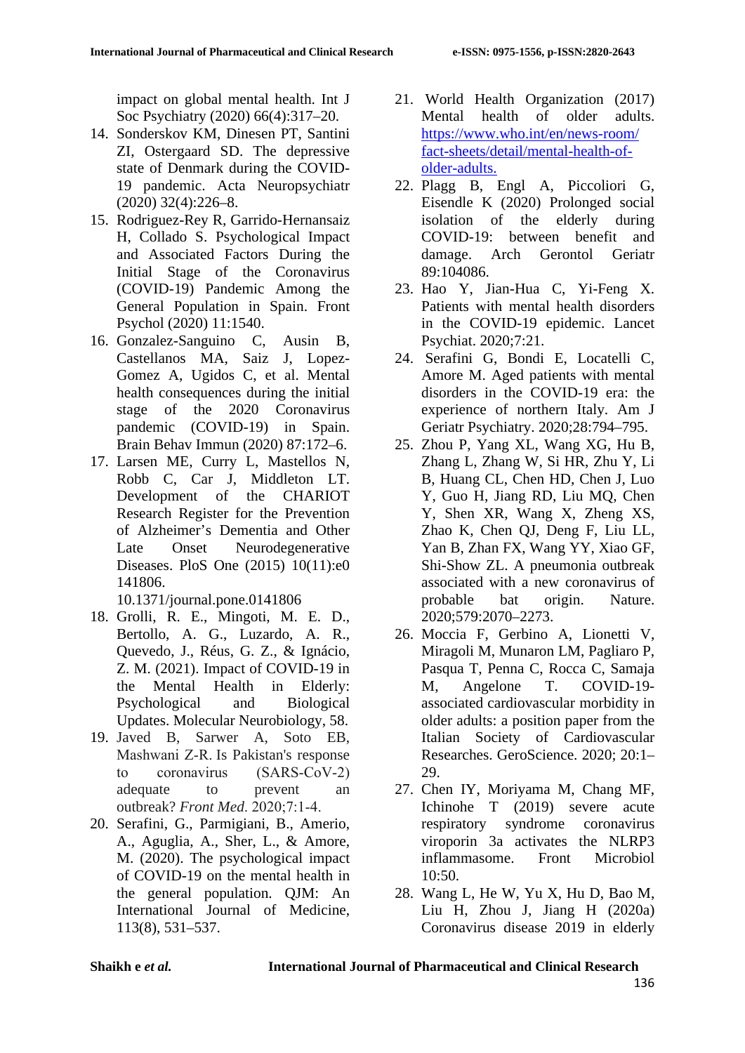impact on global mental health. Int J Soc Psychiatry (2020) 66(4):317–20.

14. Sonderskov KM, Dinesen PT, Santini ZI, Ostergaard SD. The depressive state of Denmark during the COVID-19 pandemic. Acta Neuropsychiatr (2020) 32(4):226–8.
15. Rodriguez-Rey R, Garrido-Hernansaiz H, Collado S. Psychological Impact and Associated Factors During the Initial Stage of the Coronavirus (COVID-19) Pandemic Among the General Population in Spain. Front Psychol (2020) 11:1540.
16. Gonzalez-Sanguino C, Ausin B, Castellanos MA, Saiz J, Lopez-Gomez A, Ugidos C, et al. Mental health consequences during the initial stage of the 2020 Coronavirus pandemic (COVID-19) in Spain. Brain Behav Immun (2020) 87:172–6.
17. Larsen ME, Curry L, Mastellos N, Robb C, Car J, Middleton LT. Development of the CHARIOT Research Register for the Prevention of Alzheimer's Dementia and Other Late Onset Neurodegenerative Diseases. PloS One (2015) 10(11):e0141806. 10.1371/journal.pone.0141806
18. Grolli, R. E., Mingoti, M. E. D., Bertollo, A. G., Luzardo, A. R., Quevedo, J., Réus, G. Z., & Ignácio, Z. M. (2021). Impact of COVID-19 in the Mental Health in Elderly: Psychological and Biological Updates. Molecular Neurobiology, 58.
19. Javed B, Sarwer A, Soto EB, Mashwani Z-R. Is Pakistan's response to coronavirus (SARS-CoV-2) adequate to prevent an outbreak? *Front Med*. 2020;7:1-4.
20. Serafini, G., Parmigiani, B., Amerio, A., Aguglia, A., Sher, L., & Amore, M. (2020). The psychological impact of COVID-19 on the mental health in the general population. QJM: An International Journal of Medicine, 113(8), 531–537.
21. World Health Organization (2017) Mental health of older adults. https://www.who.int/en/news-room/fact-sheets/detail/mental-health-of-older-adults.
22. Plagg B, Engl A, Piccoliori G, Eisendle K (2020) Prolonged social isolation of the elderly during COVID-19: between benefit and damage. Arch Gerontol Geriatr 89:104086.
23. Hao Y, Jian-Hua C, Yi-Feng X. Patients with mental health disorders in the COVID-19 epidemic. Lancet Psychiat. 2020;7:21.
24. Serafini G, Bondi E, Locatelli C, Amore M. Aged patients with mental disorders in the COVID-19 era: the experience of northern Italy. Am J Geriatr Psychiatry. 2020;28:794–795.
25. Zhou P, Yang XL, Wang XG, Hu B, Zhang L, Zhang W, Si HR, Zhu Y, Li B, Huang CL, Chen HD, Chen J, Luo Y, Guo H, Jiang RD, Liu MQ, Chen Y, Shen XR, Wang X, Zheng XS, Zhao K, Chen QJ, Deng F, Liu LL, Yan B, Zhan FX, Wang YY, Xiao GF, Shi-Show ZL. A pneumonia outbreak associated with a new coronavirus of probable bat origin. Nature. 2020;579:2070–2273.
26. Moccia F, Gerbino A, Lionetti V, Miragoli M, Munaron LM, Pagliaro P, Pasqua T, Penna C, Rocca C, Samaja M, Angelone T. COVID-19-associated cardiovascular morbidity in older adults: a position paper from the Italian Society of Cardiovascular Researches. GeroScience. 2020; 20:1–29.
27. Chen IY, Moriyama M, Chang MF, Ichinohe T (2019) severe acute respiratory syndrome coronavirus viroporin 3a activates the NLRP3 inflammasome. Front Microbiol 10:50.
28. Wang L, He W, Yu X, Hu D, Bao M, Liu H, Zhou J, Jiang H (2020a) Coronavirus disease 2019 in elderly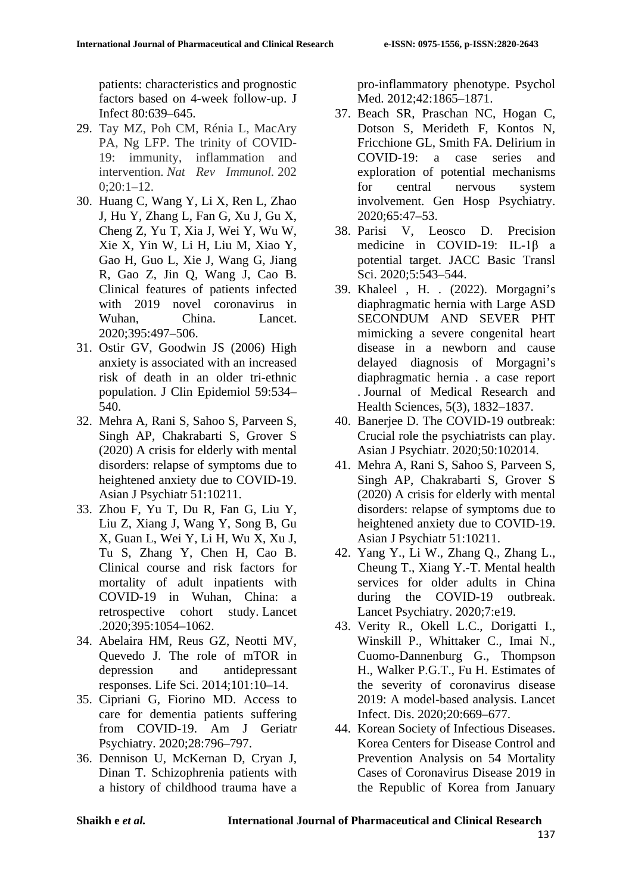patients: characteristics and prognostic factors based on 4-week follow-up. J Infect 80:639–645.

29. Tay MZ, Poh CM, Rénia L, MacAry PA, Ng LFP. The trinity of COVID-19: immunity, inflammation and intervention. *Nat Rev Immunol*. 2020;20:1–12.
30. Huang C, Wang Y, Li X, Ren L, Zhao J, Hu Y, Zhang L, Fan G, Xu J, Gu X, Cheng Z, Yu T, Xia J, Wei Y, Wu W, Xie X, Yin W, Li H, Liu M, Xiao Y, Gao H, Guo L, Xie J, Wang G, Jiang R, Gao Z, Jin Q, Wang J, Cao B. Clinical features of patients infected with 2019 novel coronavirus in Wuhan, China. Lancet. 2020;395:497–506.
31. Ostir GV, Goodwin JS (2006) High anxiety is associated with an increased risk of death in an older tri-ethnic population. J Clin Epidemiol 59:534–540.
32. Mehra A, Rani S, Sahoo S, Parveen S, Singh AP, Chakrabarti S, Grover S (2020) A crisis for elderly with mental disorders: relapse of symptoms due to heightened anxiety due to COVID-19. Asian J Psychiatr 51:10211.
33. Zhou F, Yu T, Du R, Fan G, Liu Y, Liu Z, Xiang J, Wang Y, Song B, Gu X, Guan L, Wei Y, Li H, Wu X, Xu J, Tu S, Zhang Y, Chen H, Cao B. Clinical course and risk factors for mortality of adult inpatients with COVID-19 in Wuhan, China: a retrospective cohort study. Lancet .2020;395:1054–1062.
34. Abelaira HM, Reus GZ, Neotti MV, Quevedo J. The role of mTOR in depression and antidepressant responses. Life Sci. 2014;101:10–14.
35. Cipriani G, Fiorino MD. Access to care for dementia patients suffering from COVID-19. Am J Geriatr Psychiatry. 2020;28:796–797.
36. Dennison U, McKernan D, Cryan J, Dinan T. Schizophrenia patients with a history of childhood trauma have a pro-inflammatory phenotype. Psychol Med. 2012;42:1865–1871.
37. Beach SR, Praschan NC, Hogan C, Dotson S, Merideth F, Kontos N, Fricchione GL, Smith FA. Delirium in COVID-19: a case series and exploration of potential mechanisms for central nervous system involvement. Gen Hosp Psychiatry. 2020;65:47–53.
38. Parisi V, Leosco D. Precision medicine in COVID-19: IL-1β a potential target. JACC Basic Transl Sci. 2020;5:543–544.
39. Khaleel , H. . (2022). Morgagni's diaphragmatic hernia with Large ASD SECONDUM AND SEVER PHT mimicking a severe congenital heart disease in a newborn and cause delayed diagnosis of Morgagni's diaphragmatic hernia . a case report . Journal of Medical Research and Health Sciences, 5(3), 1832–1837.
40. Banerjee D. The COVID-19 outbreak: Crucial role the psychiatrists can play. Asian J Psychiatr. 2020;50:102014.
41. Mehra A, Rani S, Sahoo S, Parveen S, Singh AP, Chakrabarti S, Grover S (2020) A crisis for elderly with mental disorders: relapse of symptoms due to heightened anxiety due to COVID-19. Asian J Psychiatr 51:10211.
42. Yang Y., Li W., Zhang Q., Zhang L., Cheung T., Xiang Y.-T. Mental health services for older adults in China during the COVID-19 outbreak. Lancet Psychiatry. 2020;7:e19.
43. Verity R., Okell L.C., Dorigatti I., Winskill P., Whittaker C., Imai N., Cuomo-Dannenburg G., Thompson H., Walker P.G.T., Fu H. Estimates of the severity of coronavirus disease 2019: A model-based analysis. Lancet Infect. Dis. 2020;20:669–677.
44. Korean Society of Infectious Diseases. Korea Centers for Disease Control and Prevention Analysis on 54 Mortality Cases of Coronavirus Disease 2019 in the Republic of Korea from January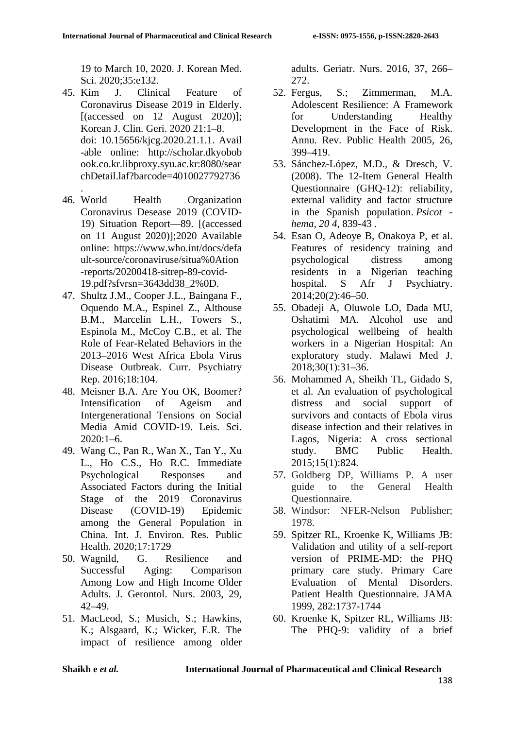19 to March 10, 2020. J. Korean Med. Sci. 2020;35:e132.

45. Kim J. Clinical Feature of Coronavirus Disease 2019 in Elderly. [(accessed on 12 August 2020)]; Korean J. Clin. Geri. 2020 21:1–8. doi: 10.15656/kjcg.2020.21.1.1. Available online: http://scholar.dkyobobook.co.kr.libproxy.syu.ac.kr:8080/searchDetail.laf?barcode=4010027792736.
46. World Health Organization Coronavirus Desease 2019 (COVID-19) Situation Report—89. [(accessed on 11 August 2020)];2020 Available online: https://www.who.int/docs/default-source/coronaviruse/situa%0Ation-reports/20200418-sitrep-89-covid-19.pdf?sfvrsn=3643dd38_2%0D.
47. Shultz J.M., Cooper J.L., Baingana F., Oquendo M.A., Espinel Z., Althouse B.M., Marcelin L.H., Towers S., Espinola M., McCoy C.B., et al. The Role of Fear-Related Behaviors in the 2013–2016 West Africa Ebola Virus Disease Outbreak. Curr. Psychiatry Rep. 2016;18:104.
48. Meisner B.A. Are You OK, Boomer? Intensification of Ageism and Intergenerational Tensions on Social Media Amid COVID-19. Leis. Sci. 2020:1–6.
49. Wang C., Pan R., Wan X., Tan Y., Xu L., Ho C.S., Ho R.C. Immediate Psychological Responses and Associated Factors during the Initial Stage of the 2019 Coronavirus Disease (COVID-19) Epidemic among the General Population in China. Int. J. Environ. Res. Public Health. 2020;17:1729
50. Wagnild, G. Resilience and Successful Aging: Comparison Among Low and High Income Older Adults. J. Gerontol. Nurs. 2003, 29, 42–49.
51. MacLeod, S.; Musich, S.; Hawkins, K.; Alsgaard, K.; Wicker, E.R. The impact of resilience among older adults. Geriatr. Nurs. 2016, 37, 266–272.
52. Fergus, S.; Zimmerman, M.A. Adolescent Resilience: A Framework for Understanding Healthy Development in the Face of Risk. Annu. Rev. Public Health 2005, 26, 399–419.
53. Sánchez-López, M.D., & Dresch, V. (2008). The 12-Item General Health Questionnaire (GHQ-12): reliability, external validity and factor structure in the Spanish population. *Psicot - hema, 20 4*, 839-43 .
54. Esan O, Adeoye B, Onakoya P, et al. Features of residency training and psychological distress among residents in a Nigerian teaching hospital. S Afr J Psychiatry. 2014;20(2):46–50.
55. Obadeji A, Oluwole LO, Dada MU, Oshatimi MA. Alcohol use and psychological wellbeing of health workers in a Nigerian Hospital: An exploratory study. Malawi Med J. 2018;30(1):31–36.
56. Mohammed A, Sheikh TL, Gidado S, et al. An evaluation of psychological distress and social support of survivors and contacts of Ebola virus disease infection and their relatives in Lagos, Nigeria: A cross sectional study. BMC Public Health. 2015;15(1):824.
57. Goldberg DP, Williams P. A user guide to the General Health Questionnaire.
58. Windsor: NFER-Nelson Publisher; 1978.
59. Spitzer RL, Kroenke K, Williams JB: Validation and utility of a self-report version of PRIME-MD: the PHQ primary care study. Primary Care Evaluation of Mental Disorders. Patient Health Questionnaire. JAMA 1999, 282:1737-1744
60. Kroenke K, Spitzer RL, Williams JB: The PHQ-9: validity of a brief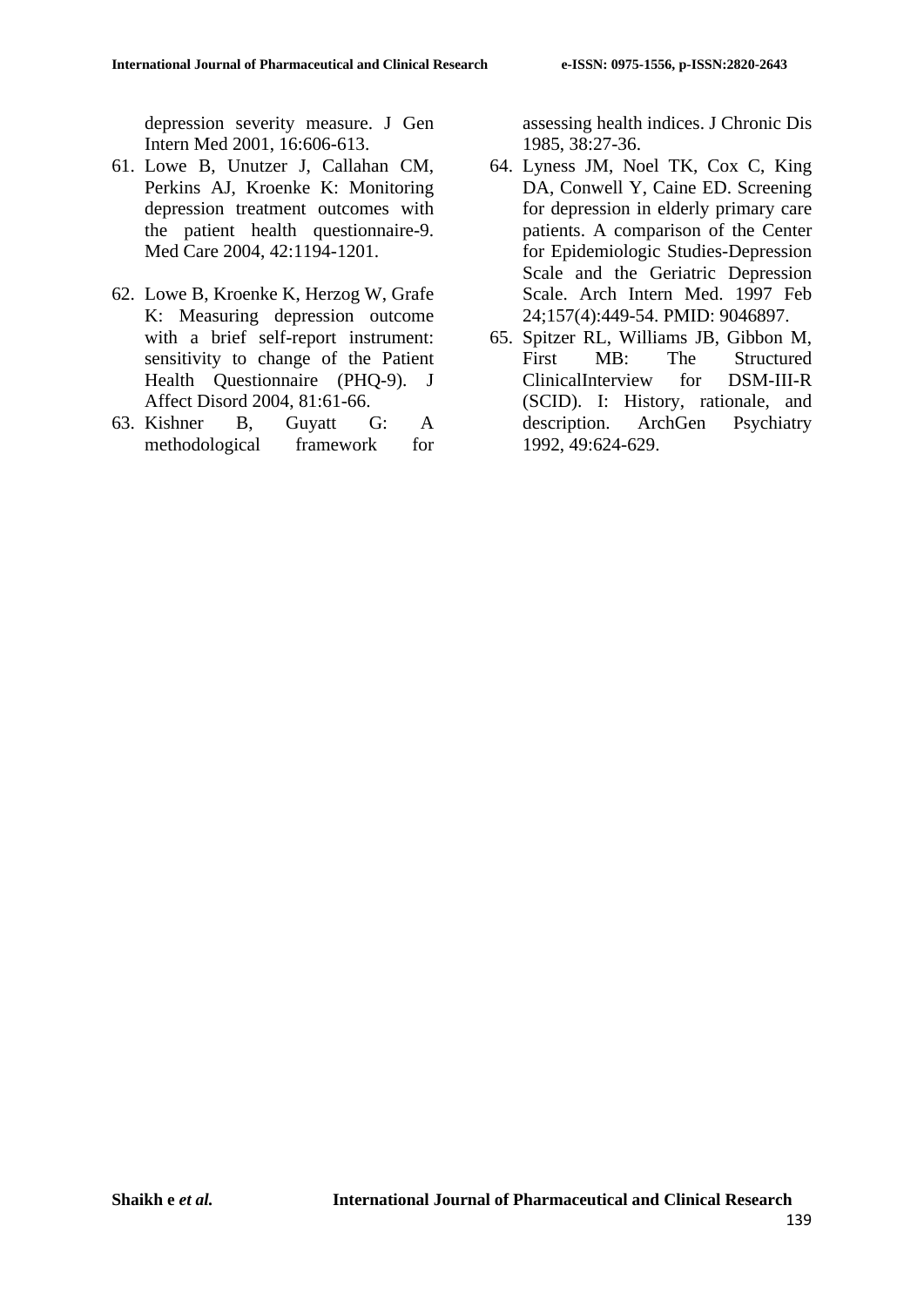depression severity measure. J Gen Intern Med 2001, 16:606-613.

61. Lowe B, Unutzer J, Callahan CM, Perkins AJ, Kroenke K: Monitoring depression treatment outcomes with the patient health questionnaire-9. Med Care 2004, 42:1194-1201.

62. Lowe B, Kroenke K, Herzog W, Grafe K: Measuring depression outcome with a brief self-report instrument: sensitivity to change of the Patient Health Questionnaire (PHQ-9). J Affect Disord 2004, 81:61-66.

63. Kishner B, Guyatt G: A methodological framework for assessing health indices. J Chronic Dis 1985, 38:27-36.

64. Lyness JM, Noel TK, Cox C, King DA, Conwell Y, Caine ED. Screening for depression in elderly primary care patients. A comparison of the Center for Epidemiologic Studies-Depression Scale and the Geriatric Depression Scale. Arch Intern Med. 1997 Feb 24;157(4):449-54. PMID: 9046897.

65. Spitzer RL, Williams JB, Gibbon M, First MB: The Structured ClinicalInterview for DSM-III-R (SCID). I: History, rationale, and description. ArchGen Psychiatry 1992, 49:624-629.